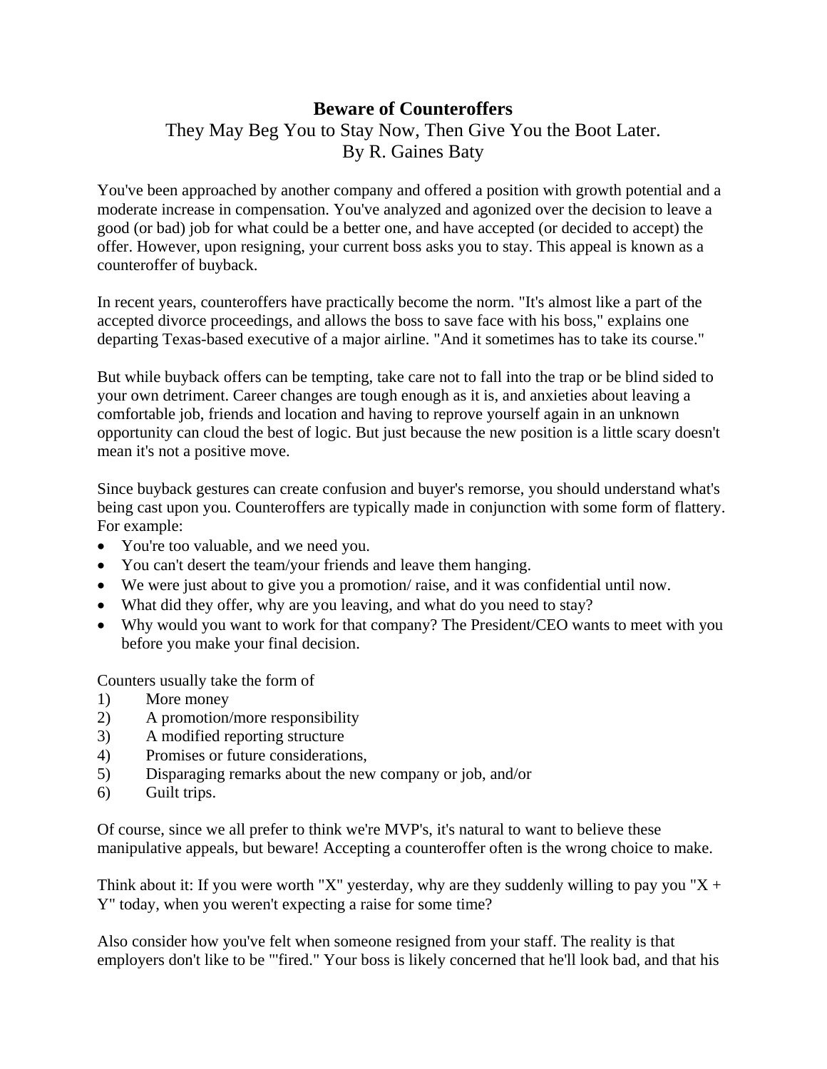# Beware of Counteroffers

They May Beg You to Stay Now, Then Give You the Boot Later.
By R. Gaines Baty

You've been approached by another company and offered a position with growth potential and a moderate increase in compensation. You've analyzed and agonized over the decision to leave a good (or bad) job for what could be a better one, and have accepted (or decided to accept) the offer. However, upon resigning, your current boss asks you to stay. This appeal is known as a counteroffer of buyback.

In recent years, counteroffers have practically become the norm. "It's almost like a part of the accepted divorce proceedings, and allows the boss to save face with his boss," explains one departing Texas-based executive of a major airline. "And it sometimes has to take its course."

But while buyback offers can be tempting, take care not to fall into the trap or be blind sided to your own detriment. Career changes are tough enough as it is, and anxieties about leaving a comfortable job, friends and location and having to reprove yourself again in an unknown opportunity can cloud the best of logic. But just because the new position is a little scary doesn't mean it's not a positive move.

Since buyback gestures can create confusion and buyer's remorse, you should understand what's being cast upon you. Counteroffers are typically made in conjunction with some form of flattery. For example:

- You're too valuable, and we need you.
- You can't desert the team/your friends and leave them hanging.
- We were just about to give you a promotion/ raise, and it was confidential until now.
- What did they offer, why are you leaving, and what do you need to stay?
- Why would you want to work for that company? The President/CEO wants to meet with you before you make your final decision.

Counters usually take the form of

1) More money
2) A promotion/more responsibility
3) A modified reporting structure
4) Promises or future considerations,
5) Disparaging remarks about the new company or job, and/or
6) Guilt trips.

Of course, since we all prefer to think we're MVP's, it's natural to want to believe these manipulative appeals, but beware! Accepting a counteroffer often is the wrong choice to make.

Think about it: If you were worth "X" yesterday, why are they suddenly willing to pay you "X + Y" today, when you weren't expecting a raise for some time?

Also consider how you've felt when someone resigned from your staff. The reality is that employers don't like to be "'fired." Your boss is likely concerned that he'll look bad, and that his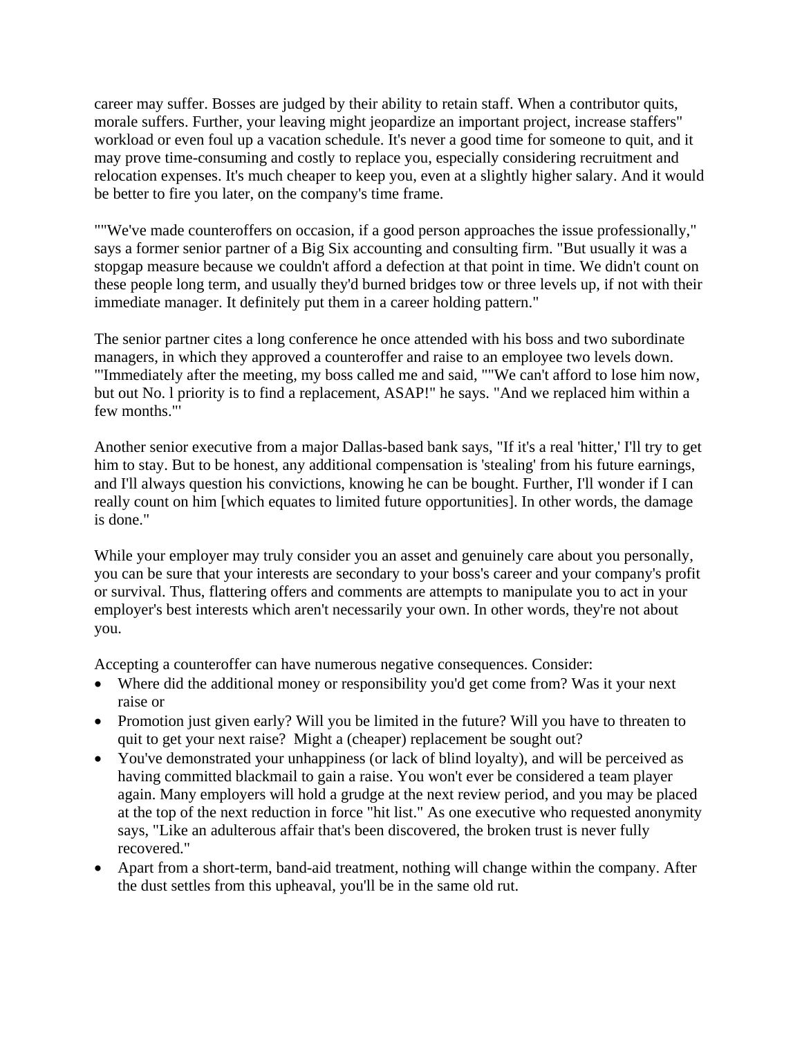career may suffer. Bosses are judged by their ability to retain staff. When a contributor quits, morale suffers. Further, your leaving might jeopardize an important project, increase staffers" workload or even foul up a vacation schedule. It's never a good time for someone to quit, and it may prove time-consuming and costly to replace you, especially considering recruitment and relocation expenses. It's much cheaper to keep you, even at a slightly higher salary. And it would be better to fire you later, on the company's time frame.

""We've made counteroffers on occasion, if a good person approaches the issue professionally," says a former senior partner of a Big Six accounting and consulting firm. "But usually it was a stopgap measure because we couldn't afford a defection at that point in time. We didn't count on these people long term, and usually they'd burned bridges tow or three levels up, if not with their immediate manager. It definitely put them in a career holding pattern."

The senior partner cites a long conference he once attended with his boss and two subordinate managers, in which they approved a counteroffer and raise to an employee two levels down. "'Immediately after the meeting, my boss called me and said, ""We can't afford to lose him now, but out No. l priority is to find a replacement, ASAP!" he says. "And we replaced him within a few months."'

Another senior executive from a major Dallas-based bank says, "If it's a real 'hitter,' I'll try to get him to stay. But to be honest, any additional compensation is 'stealing' from his future earnings, and I'll always question his convictions, knowing he can be bought. Further, I'll wonder if I can really count on him [which equates to limited future opportunities]. In other words, the damage is done."

While your employer may truly consider you an asset and genuinely care about you personally, you can be sure that your interests are secondary to your boss's career and your company's profit or survival. Thus, flattering offers and comments are attempts to manipulate you to act in your employer's best interests which aren't necessarily your own. In other words, they're not about you.

Accepting a counteroffer can have numerous negative consequences. Consider:

- Where did the additional money or responsibility you'd get come from? Was it your next raise or
- Promotion just given early? Will you be limited in the future? Will you have to threaten to quit to get your next raise? Might a (cheaper) replacement be sought out?
- You've demonstrated your unhappiness (or lack of blind loyalty), and will be perceived as having committed blackmail to gain a raise. You won't ever be considered a team player again. Many employers will hold a grudge at the next review period, and you may be placed at the top of the next reduction in force "hit list." As one executive who requested anonymity says, "Like an adulterous affair that's been discovered, the broken trust is never fully recovered."
- Apart from a short-term, band-aid treatment, nothing will change within the company. After the dust settles from this upheaval, you'll be in the same old rut.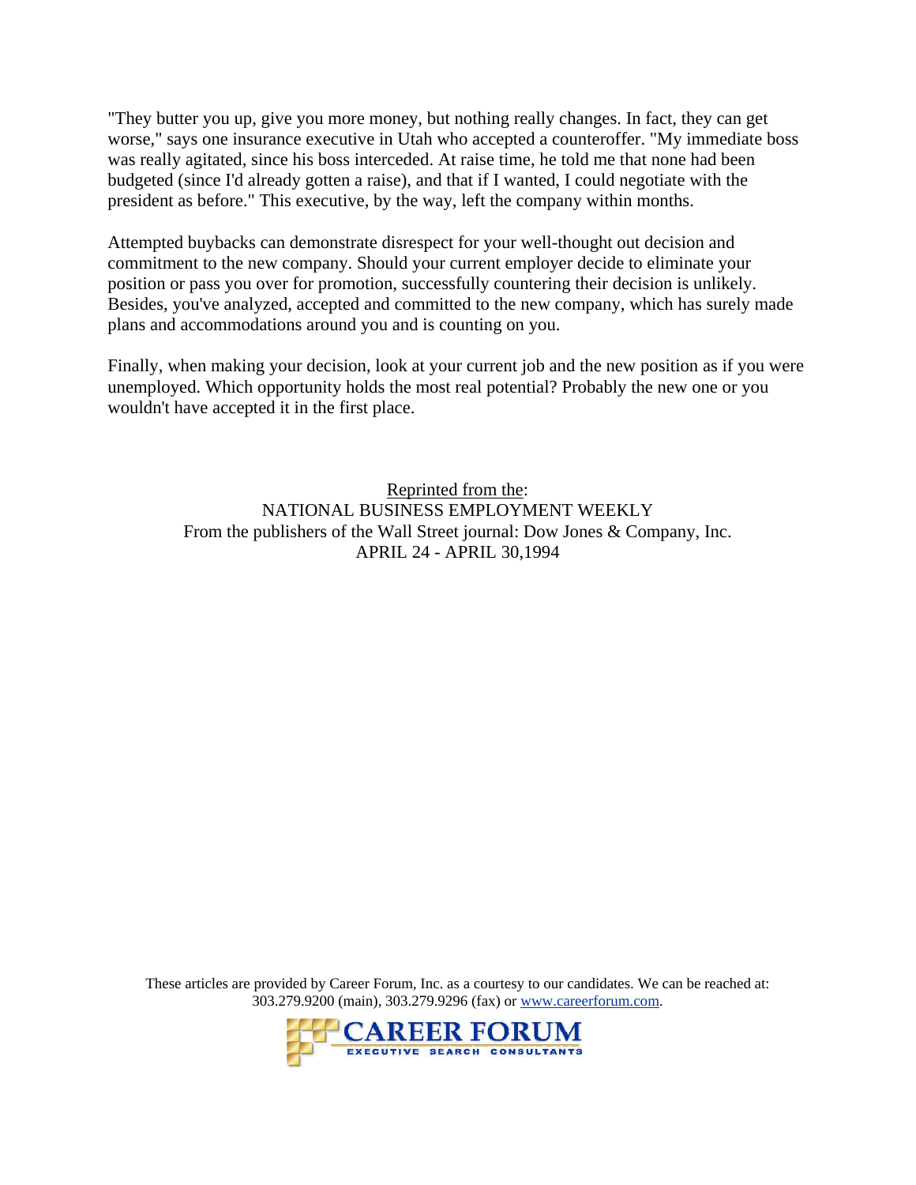"They butter you up, give you more money, but nothing really changes. In fact, they can get worse," says one insurance executive in Utah who accepted a counteroffer. "My immediate boss was really agitated, since his boss interceded. At raise time, he told me that none had been budgeted (since I'd already gotten a raise), and that if I wanted, I could negotiate with the president as before." This executive, by the way, left the company within months.

Attempted buybacks can demonstrate disrespect for your well-thought out decision and commitment to the new company. Should your current employer decide to eliminate your position or pass you over for promotion, successfully countering their decision is unlikely. Besides, you've analyzed, accepted and committed to the new company, which has surely made plans and accommodations around you and is counting on you.

Finally, when making your decision, look at your current job and the new position as if you were unemployed. Which opportunity holds the most real potential? Probably the new one or you wouldn't have accepted it in the first place.

Reprinted from the:
NATIONAL BUSINESS EMPLOYMENT WEEKLY
From the publishers of the Wall Street journal: Dow Jones & Company, Inc.
APRIL 24 - APRIL 30,1994

These articles are provided by Career Forum, Inc. as a courtesy to our candidates. We can be reached at: 303.279.9200 (main), 303.279.9296 (fax) or www.careerforum.com.

CAREER FORUM
EXECUTIVE SEARCH CONSULTANTS